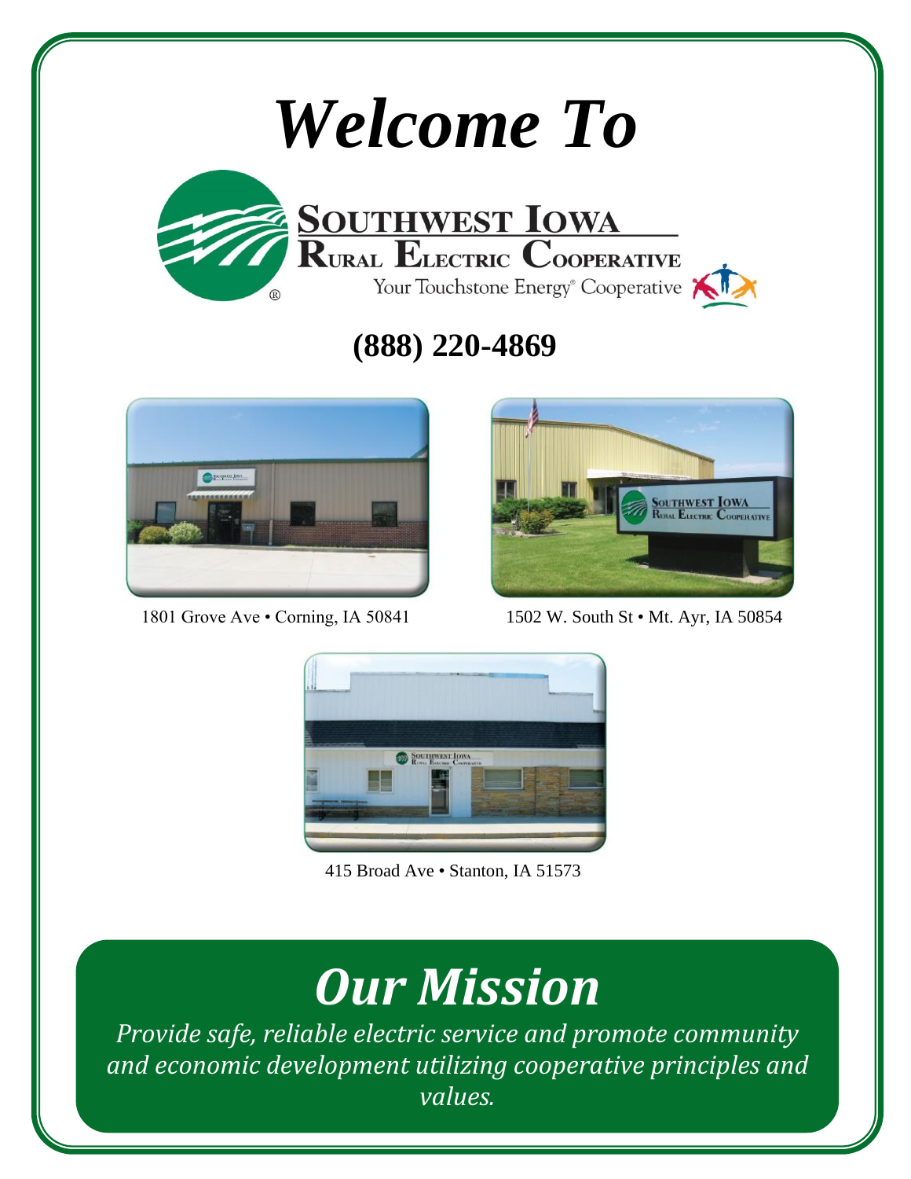# *Welcome To*

**SOUTHWEST IOWA RURAL ELECTRIC COOPERATIVE**

Your Touchstone Energy® Cooperative

## (888) 220-4869

1801 Grove Ave • Corning, IA 50841

1502 W. South St • Mt. Ayr, IA 50854

415 Broad Ave • Stanton, IA 51573

# *Our Mission*

*Provide safe, reliable electric service and promote community and economic development utilizing cooperative principles and values.*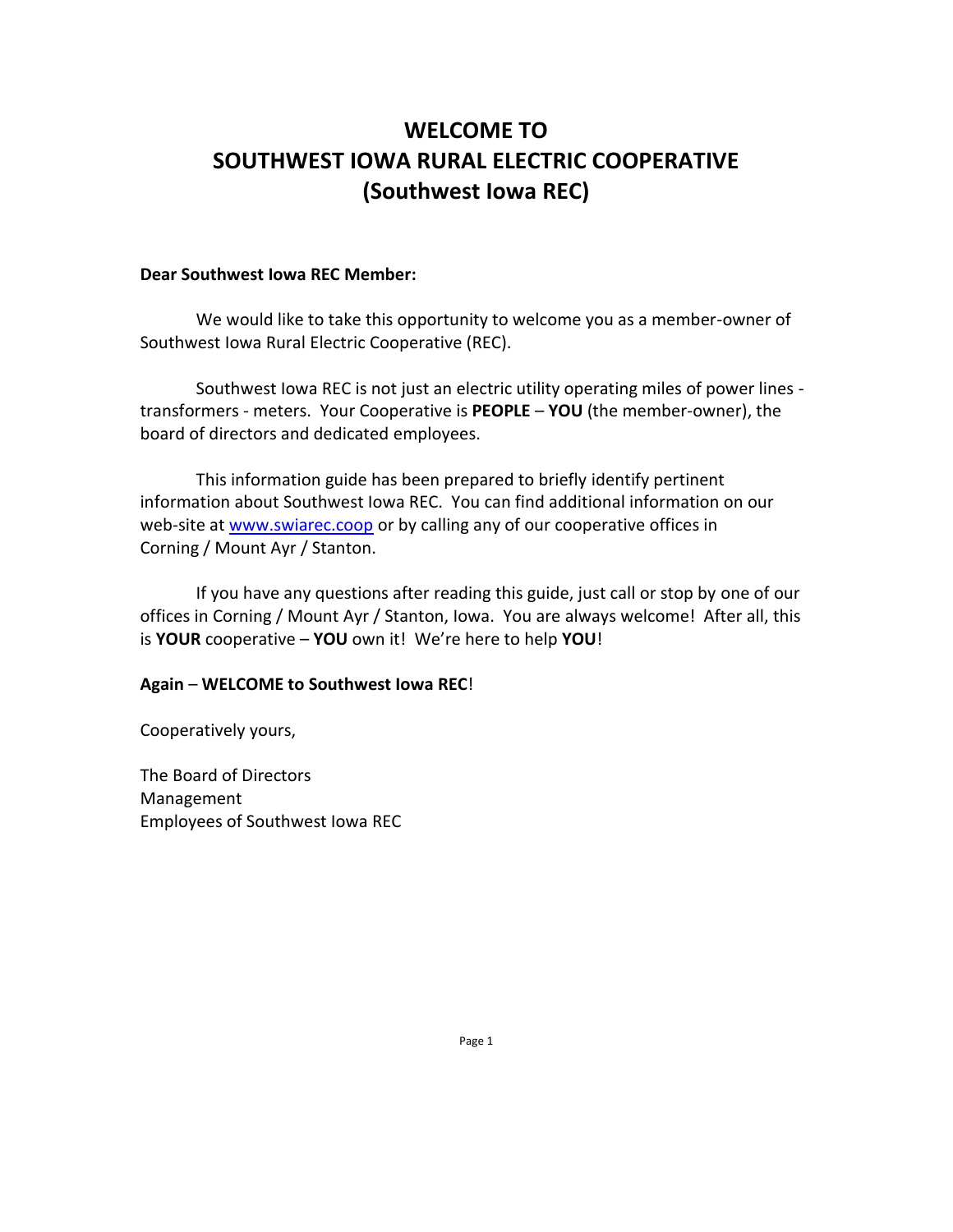# WELCOME TO SOUTHWEST IOWA RURAL ELECTRIC COOPERATIVE (Southwest Iowa REC)

**Dear Southwest Iowa REC Member:**

We would like to take this opportunity to welcome you as a member-owner of Southwest Iowa Rural Electric Cooperative (REC).

Southwest Iowa REC is not just an electric utility operating miles of power lines - transformers - meters. Your Cooperative is **PEOPLE** – **YOU** (the member-owner), the board of directors and dedicated employees.

This information guide has been prepared to briefly identify pertinent information about Southwest Iowa REC. You can find additional information on our web-site at [www.swiarec.coop](http://www.swiarec.coop) or by calling any of our cooperative offices in Corning / Mount Ayr / Stanton.

If you have any questions after reading this guide, just call or stop by one of our offices in Corning / Mount Ayr / Stanton, Iowa. You are always welcome! After all, this is **YOUR** cooperative – **YOU** own it! We're here to help **YOU**!

**Again** – **WELCOME to Southwest Iowa REC**!

Cooperatively yours,

The Board of Directors
Management
Employees of Southwest Iowa REC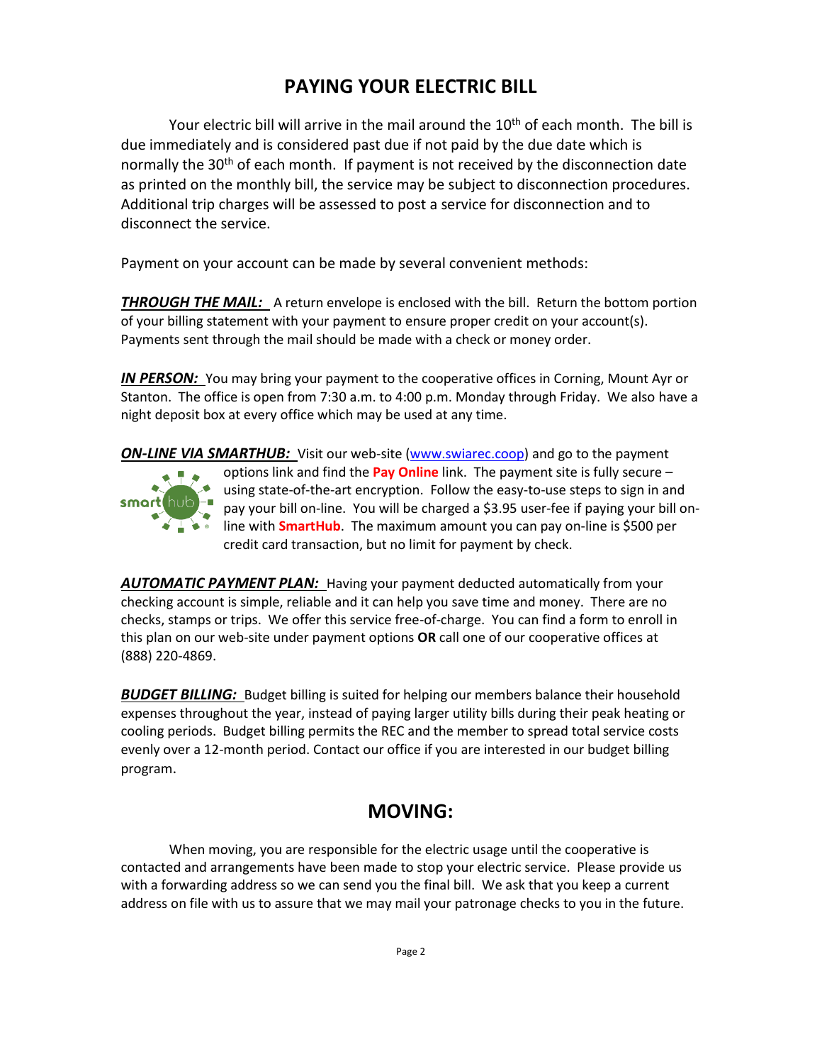# PAYING YOUR ELECTRIC BILL

Your electric bill will arrive in the mail around the 10th of each month. The bill is due immediately and is considered past due if not paid by the due date which is normally the 30th of each month. If payment is not received by the disconnection date as printed on the monthly bill, the service may be subject to disconnection procedures. Additional trip charges will be assessed to post a service for disconnection and to disconnect the service.

Payment on your account can be made by several convenient methods:

***THROUGH THE MAIL:*** A return envelope is enclosed with the bill. Return the bottom portion of your billing statement with your payment to ensure proper credit on your account(s). Payments sent through the mail should be made with a check or money order.

***IN PERSON:*** You may bring your payment to the cooperative offices in Corning, Mount Ayr or Stanton. The office is open from 7:30 a.m. to 4:00 p.m. Monday through Friday. We also have a night deposit box at every office which may be used at any time.

***ON-LINE VIA SMARTHUB:*** Visit our web-site (www.swiarec.coop) and go to the payment options link and find the **Pay Online** link. The payment site is fully secure – using state-of-the-art encryption. Follow the easy-to-use steps to sign in and pay your bill on-line. You will be charged a $3.95 user-fee if paying your bill on-line with **SmartHub**. The maximum amount you can pay on-line is $500 per credit card transaction, but no limit for payment by check.

***AUTOMATIC PAYMENT PLAN:*** Having your payment deducted automatically from your checking account is simple, reliable and it can help you save time and money. There are no checks, stamps or trips. We offer this service free-of-charge. You can find a form to enroll in this plan on our web-site under payment options **OR** call one of our cooperative offices at (888) 220-4869.

***BUDGET BILLING:*** Budget billing is suited for helping our members balance their household expenses throughout the year, instead of paying larger utility bills during their peak heating or cooling periods. Budget billing permits the REC and the member to spread total service costs evenly over a 12-month period. Contact our office if you are interested in our budget billing program.

# MOVING:

When moving, you are responsible for the electric usage until the cooperative is contacted and arrangements have been made to stop your electric service. Please provide us with a forwarding address so we can send you the final bill. We ask that you keep a current address on file with us to assure that we may mail your patronage checks to you in the future.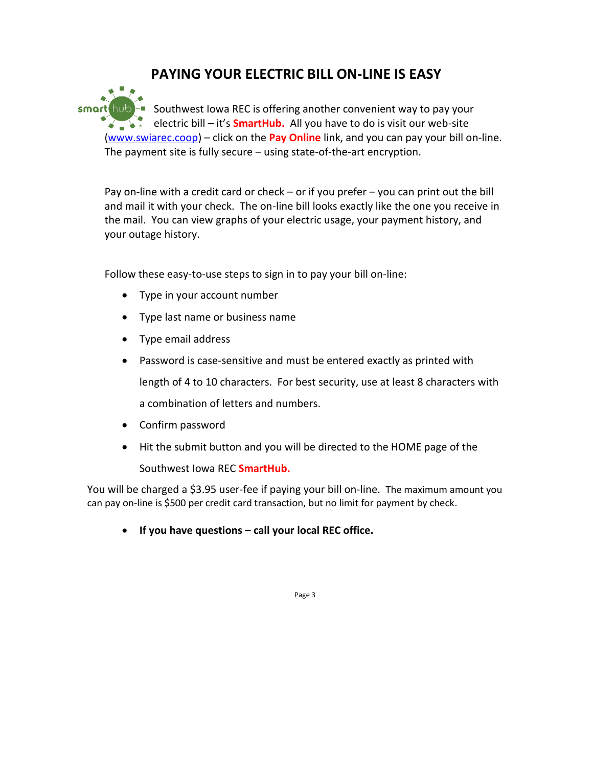# PAYING YOUR ELECTRIC BILL ON-LINE IS EASY

smart hub

Southwest Iowa REC is offering another convenient way to pay your electric bill – it's **SmartHub.** All you have to do is visit our web-site (www.swiarec.coop) – click on the **Pay Online** link, and you can pay your bill on-line. The payment site is fully secure – using state-of-the-art encryption.

Pay on-line with a credit card or check – or if you prefer – you can print out the bill and mail it with your check. The on-line bill looks exactly like the one you receive in the mail. You can view graphs of your electric usage, your payment history, and your outage history.

Follow these easy-to-use steps to sign in to pay your bill on-line:

- Type in your account number
- Type last name or business name
- Type email address
- Password is case-sensitive and must be entered exactly as printed with length of 4 to 10 characters. For best security, use at least 8 characters with a combination of letters and numbers.
- Confirm password
- Hit the submit button and you will be directed to the HOME page of the Southwest Iowa REC **SmartHub.**

You will be charged a $3.95 user-fee if paying your bill on-line. The maximum amount you can pay on-line is $500 per credit card transaction, but no limit for payment by check.

- **If you have questions – call your local REC office.**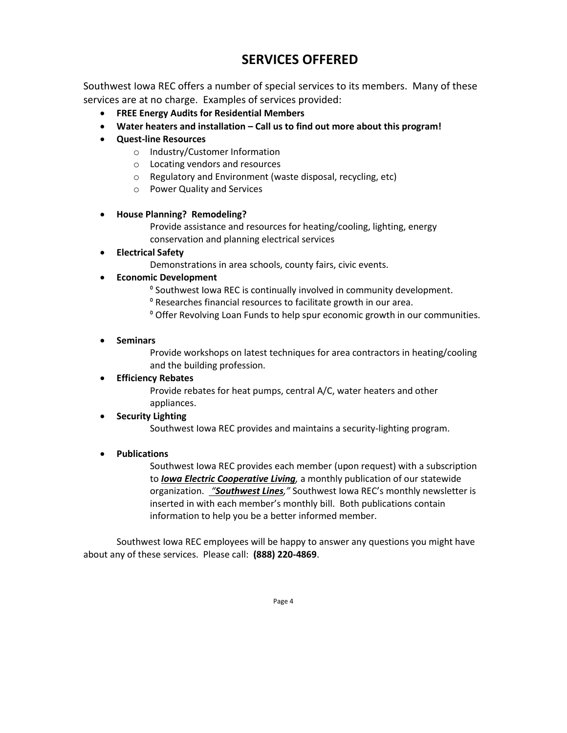# SERVICES OFFERED

Southwest Iowa REC offers a number of special services to its members. Many of these services are at no charge. Examples of services provided:

- **FREE Energy Audits for Residential Members**
- **Water heaters and installation – Call us to find out more about this program!**
- **Quest-line Resources**
  - Industry/Customer Information
  - Locating vendors and resources
  - Regulatory and Environment (waste disposal, recycling, etc)
  - Power Quality and Services

- **House Planning? Remodeling?**

  Provide assistance and resources for heating/cooling, lighting, energy conservation and planning electrical services

- **Electrical Safety**

  Demonstrations in area schools, county fairs, civic events.

- **Economic Development**

  º Southwest Iowa REC is continually involved in community development.

  º Researches financial resources to facilitate growth in our area.

  º Offer Revolving Loan Funds to help spur economic growth in our communities.

- **Seminars**

  Provide workshops on latest techniques for area contractors in heating/cooling and the building profession.

- **Efficiency Rebates**

  Provide rebates for heat pumps, central A/C, water heaters and other appliances.

- **Security Lighting**

  Southwest Iowa REC provides and maintains a security-lighting program.

- **Publications**

  Southwest Iowa REC provides each member (upon request) with a subscription to ***Iowa Electric Cooperative Living****,* a monthly publication of our statewide organization. *"****Southwest Lines****,"* Southwest Iowa REC's monthly newsletter is inserted in with each member's monthly bill. Both publications contain information to help you be a better informed member.

Southwest Iowa REC employees will be happy to answer any questions you might have about any of these services. Please call: **(888) 220-4869**.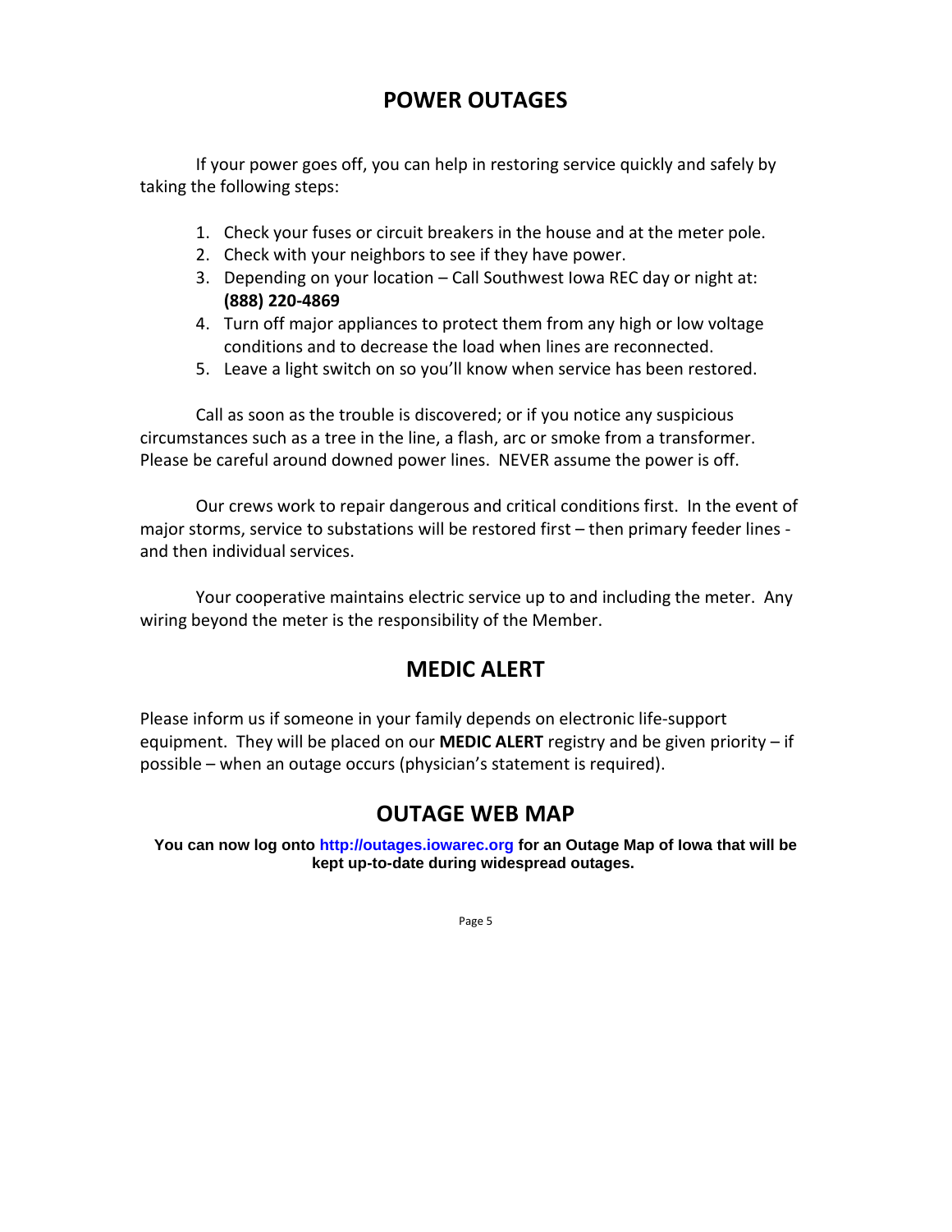## POWER OUTAGES

If your power goes off, you can help in restoring service quickly and safely by taking the following steps:

1. Check your fuses or circuit breakers in the house and at the meter pole.
2. Check with your neighbors to see if they have power.
3. Depending on your location – Call Southwest Iowa REC day or night at: **(888) 220-4869**
4. Turn off major appliances to protect them from any high or low voltage conditions and to decrease the load when lines are reconnected.
5. Leave a light switch on so you'll know when service has been restored.

Call as soon as the trouble is discovered; or if you notice any suspicious circumstances such as a tree in the line, a flash, arc or smoke from a transformer. Please be careful around downed power lines. NEVER assume the power is off.

Our crews work to repair dangerous and critical conditions first. In the event of major storms, service to substations will be restored first – then primary feeder lines - and then individual services.

Your cooperative maintains electric service up to and including the meter. Any wiring beyond the meter is the responsibility of the Member.

## MEDIC ALERT

Please inform us if someone in your family depends on electronic life-support equipment. They will be placed on our **MEDIC ALERT** registry and be given priority – if possible – when an outage occurs (physician's statement is required).

## OUTAGE WEB MAP

**You can now log onto http://outages.iowarec.org for an Outage Map of Iowa that will be kept up-to-date during widespread outages.**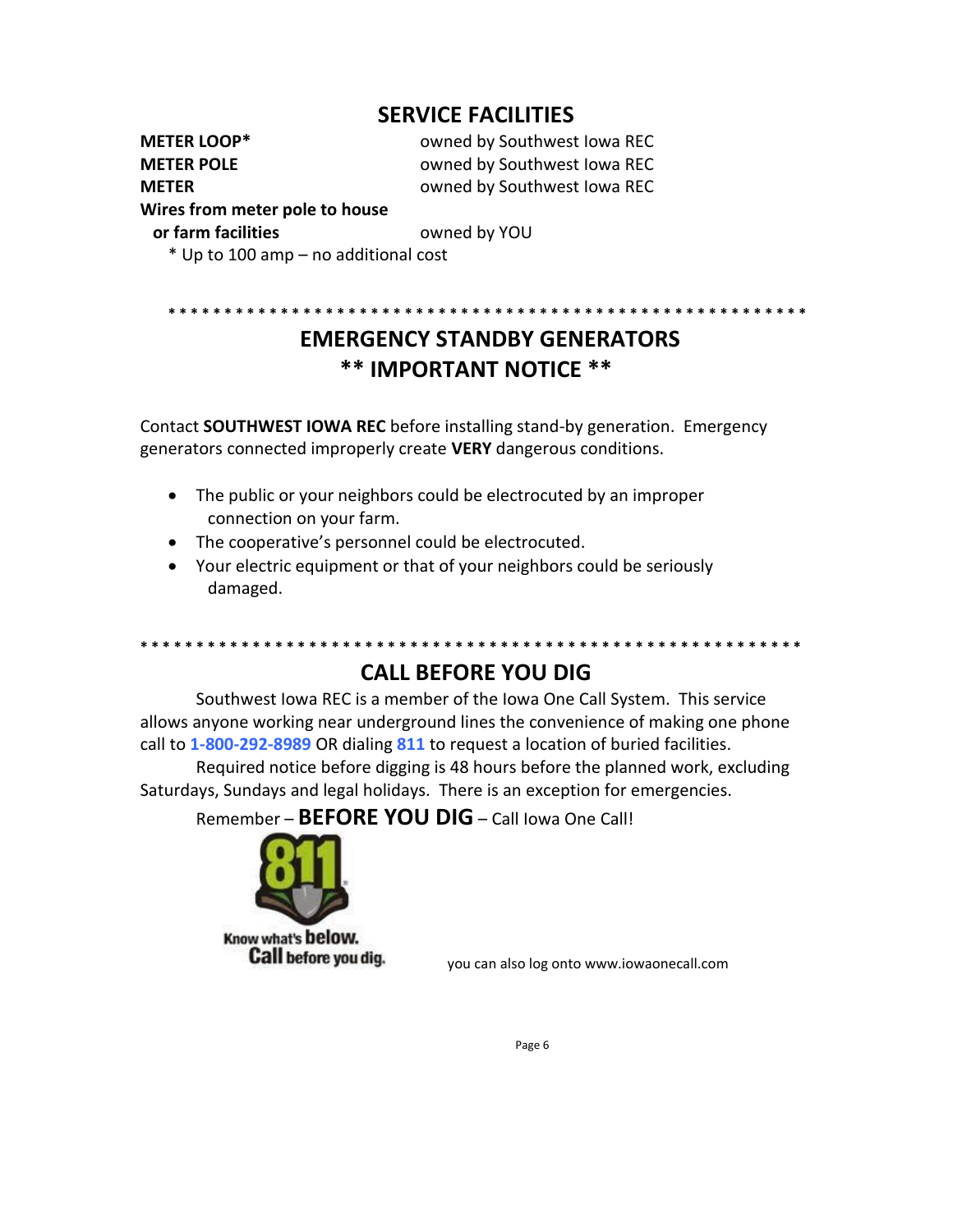## SERVICE FACILITIES

| | |
|---|---|
| **METER LOOP*** | owned by Southwest Iowa REC |
| **METER POLE** | owned by Southwest Iowa REC |
| **METER** | owned by Southwest Iowa REC |
| **Wires from meter pole to house or farm facilities** | owned by YOU |

* Up to 100 amp – no additional cost

* * * * * * * * * * * * * * * * * * * * * * * * * * * * * * * * * * * * * * * * * * * * * * * * * * * * * * * * *

## EMERGENCY STANDBY GENERATORS
## ** IMPORTANT NOTICE **

Contact **SOUTHWEST IOWA REC** before installing stand-by generation. Emergency generators connected improperly create **VERY** dangerous conditions.

- The public or your neighbors could be electrocuted by an improper connection on your farm.
- The cooperative's personnel could be electrocuted.
- Your electric equipment or that of your neighbors could be seriously damaged.

* * * * * * * * * * * * * * * * * * * * * * * * * * * * * * * * * * * * * * * * * * * * * * * * * * * * * * * * * * * *

## CALL BEFORE YOU DIG

Southwest Iowa REC is a member of the Iowa One Call System. This service allows anyone working near underground lines the convenience of making one phone call to **1-800-292-8989** OR dialing **811** to request a location of buried facilities.

Required notice before digging is 48 hours before the planned work, excluding Saturdays, Sundays and legal holidays. There is an exception for emergencies.

Remember – **BEFORE YOU DIG** – Call Iowa One Call!

811 Know what's below. Call before you dig.

you can also log onto www.iowaonecall.com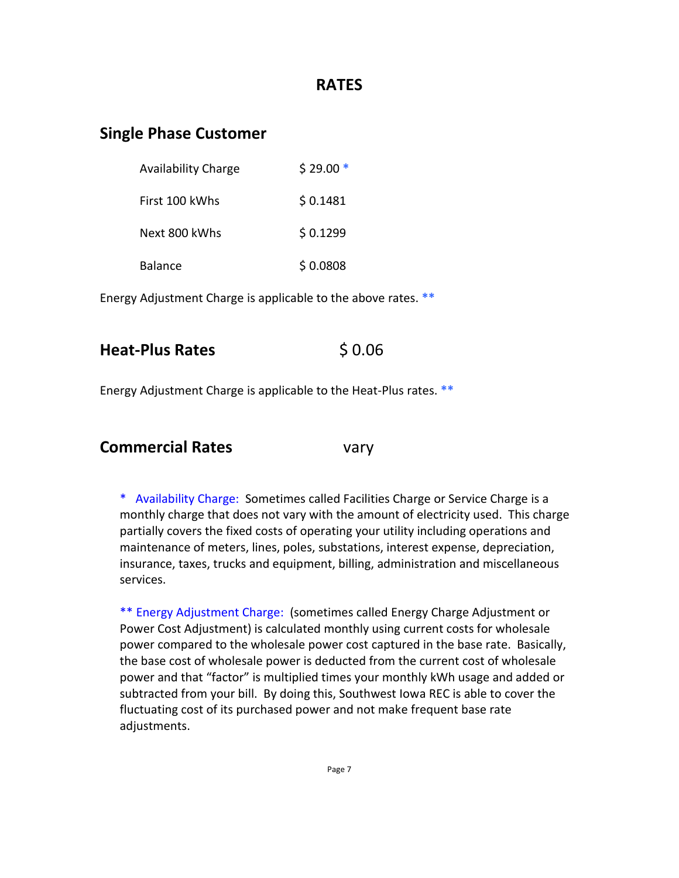# RATES

## Single Phase Customer

| | |
|---|---|
| Availability Charge | $ 29.00 * |
| First 100 kWhs | $ 0.1481 |
| Next 800 kWhs | $ 0.1299 |
| Balance | $ 0.0808 |

Energy Adjustment Charge is applicable to the above rates. **

## Heat-Plus Rates $ 0.06

Energy Adjustment Charge is applicable to the Heat-Plus rates. **

## Commercial Rates vary

\* Availability Charge: Sometimes called Facilities Charge or Service Charge is a monthly charge that does not vary with the amount of electricity used. This charge partially covers the fixed costs of operating your utility including operations and maintenance of meters, lines, poles, substations, interest expense, depreciation, insurance, taxes, trucks and equipment, billing, administration and miscellaneous services.

** Energy Adjustment Charge: (sometimes called Energy Charge Adjustment or Power Cost Adjustment) is calculated monthly using current costs for wholesale power compared to the wholesale power cost captured in the base rate. Basically, the base cost of wholesale power is deducted from the current cost of wholesale power and that "factor" is multiplied times your monthly kWh usage and added or subtracted from your bill. By doing this, Southwest Iowa REC is able to cover the fluctuating cost of its purchased power and not make frequent base rate adjustments.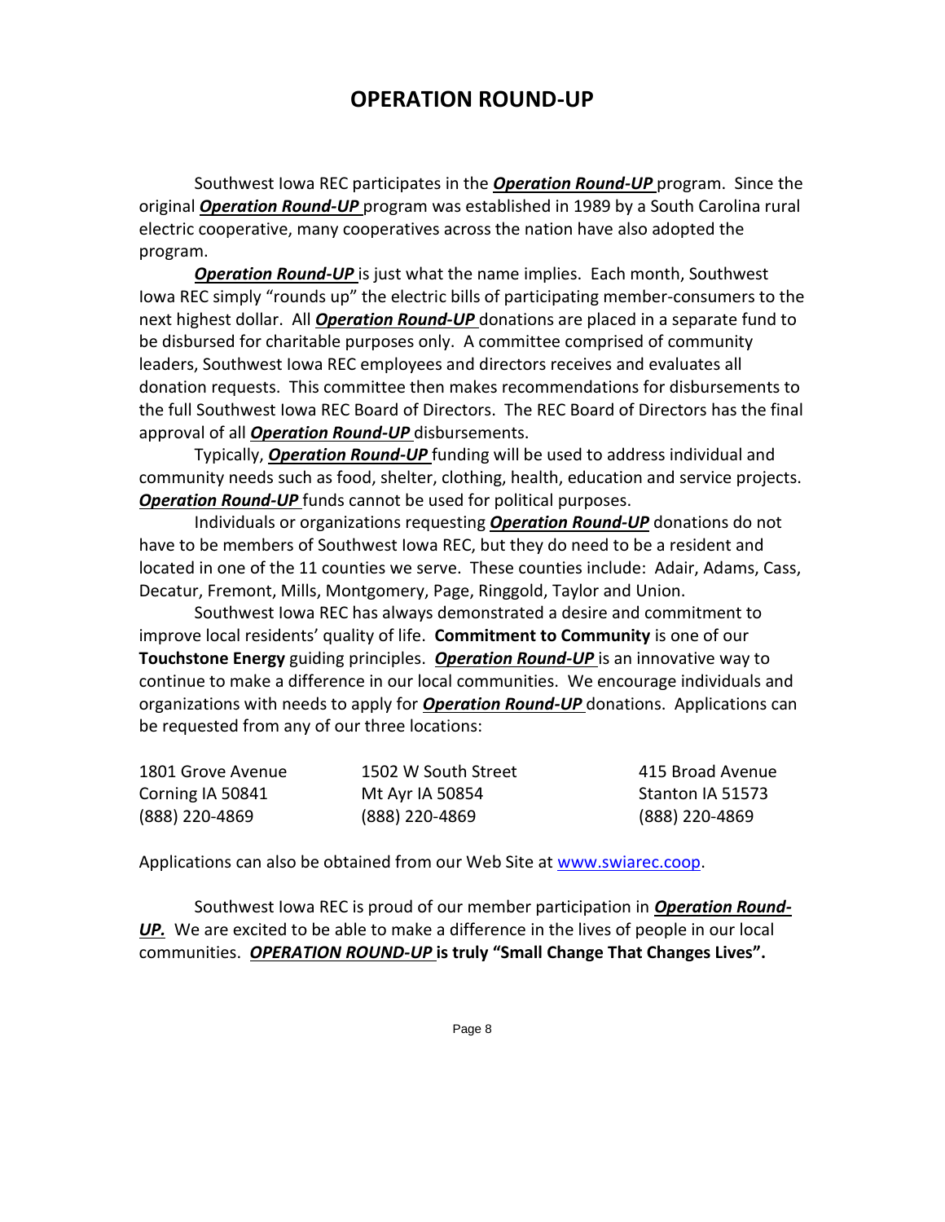# OPERATION ROUND-UP

Southwest Iowa REC participates in the ***Operation Round-UP*** program. Since the original ***Operation Round-UP*** program was established in 1989 by a South Carolina rural electric cooperative, many cooperatives across the nation have also adopted the program.

***Operation Round-UP*** is just what the name implies. Each month, Southwest Iowa REC simply "rounds up" the electric bills of participating member-consumers to the next highest dollar. All ***Operation Round-UP*** donations are placed in a separate fund to be disbursed for charitable purposes only. A committee comprised of community leaders, Southwest Iowa REC employees and directors receives and evaluates all donation requests. This committee then makes recommendations for disbursements to the full Southwest Iowa REC Board of Directors. The REC Board of Directors has the final approval of all ***Operation Round-UP*** disbursements.

Typically, ***Operation Round-UP*** funding will be used to address individual and community needs such as food, shelter, clothing, health, education and service projects. ***Operation Round-UP*** funds cannot be used for political purposes.

Individuals or organizations requesting ***Operation Round-UP*** donations do not have to be members of Southwest Iowa REC, but they do need to be a resident and located in one of the 11 counties we serve. These counties include: Adair, Adams, Cass, Decatur, Fremont, Mills, Montgomery, Page, Ringgold, Taylor and Union.

Southwest Iowa REC has always demonstrated a desire and commitment to improve local residents' quality of life. **Commitment to Community** is one of our **Touchstone Energy** guiding principles. ***Operation Round-UP*** is an innovative way to continue to make a difference in our local communities. We encourage individuals and organizations with needs to apply for ***Operation Round-UP*** donations. Applications can be requested from any of our three locations:

| | | |
|---|---|---|
| 1801 Grove Avenue | 1502 W South Street | 415 Broad Avenue |
| Corning IA 50841 | Mt Ayr IA 50854 | Stanton IA 51573 |
| (888) 220-4869 | (888) 220-4869 | (888) 220-4869 |

Applications can also be obtained from our Web Site at www.swiarec.coop.

Southwest Iowa REC is proud of our member participation in ***Operation Round-UP.*** We are excited to be able to make a difference in the lives of people in our local communities. ***OPERATION ROUND-UP*** **is truly "Small Change That Changes Lives".**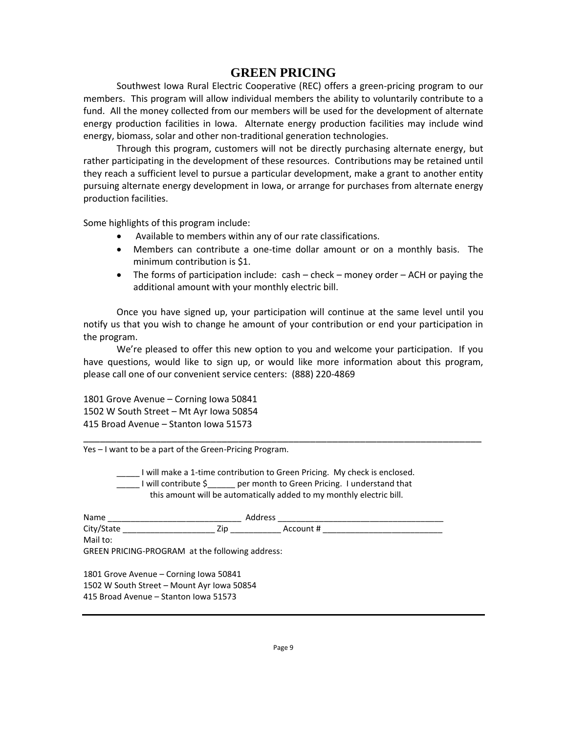# GREEN PRICING

Southwest Iowa Rural Electric Cooperative (REC) offers a green-pricing program to our members. This program will allow individual members the ability to voluntarily contribute to a fund. All the money collected from our members will be used for the development of alternate energy production facilities in Iowa. Alternate energy production facilities may include wind energy, biomass, solar and other non-traditional generation technologies.

Through this program, customers will not be directly purchasing alternate energy, but rather participating in the development of these resources. Contributions may be retained until they reach a sufficient level to pursue a particular development, make a grant to another entity pursuing alternate energy development in Iowa, or arrange for purchases from alternate energy production facilities.

Some highlights of this program include:

- Available to members within any of our rate classifications.
- Members can contribute a one-time dollar amount or on a monthly basis. The minimum contribution is $1.
- The forms of participation include: cash – check – money order – ACH or paying the additional amount with your monthly electric bill.

Once you have signed up, your participation will continue at the same level until you notify us that you wish to change he amount of your contribution or end your participation in the program.

We're pleased to offer this new option to you and welcome your participation. If you have questions, would like to sign up, or would like more information about this program, please call one of our convenient service centers: (888) 220-4869

1801 Grove Avenue – Corning Iowa 50841
1502 W South Street – Mt Ayr Iowa 50854
415 Broad Avenue – Stanton Iowa 51573

---

Yes – I want to be a part of the Green-Pricing Program.

_____ I will make a 1-time contribution to Green Pricing. My check is enclosed.
_____ I will contribute $______ per month to Green Pricing. I understand that this amount will be automatically added to my monthly electric bill.

Name _____________________________ Address ___________________________________
City/State ____________________ Zip ___________ Account # __________________________
Mail to:
GREEN PRICING-PROGRAM at the following address:

1801 Grove Avenue – Corning Iowa 50841
1502 W South Street – Mount Ayr Iowa 50854
415 Broad Avenue – Stanton Iowa 51573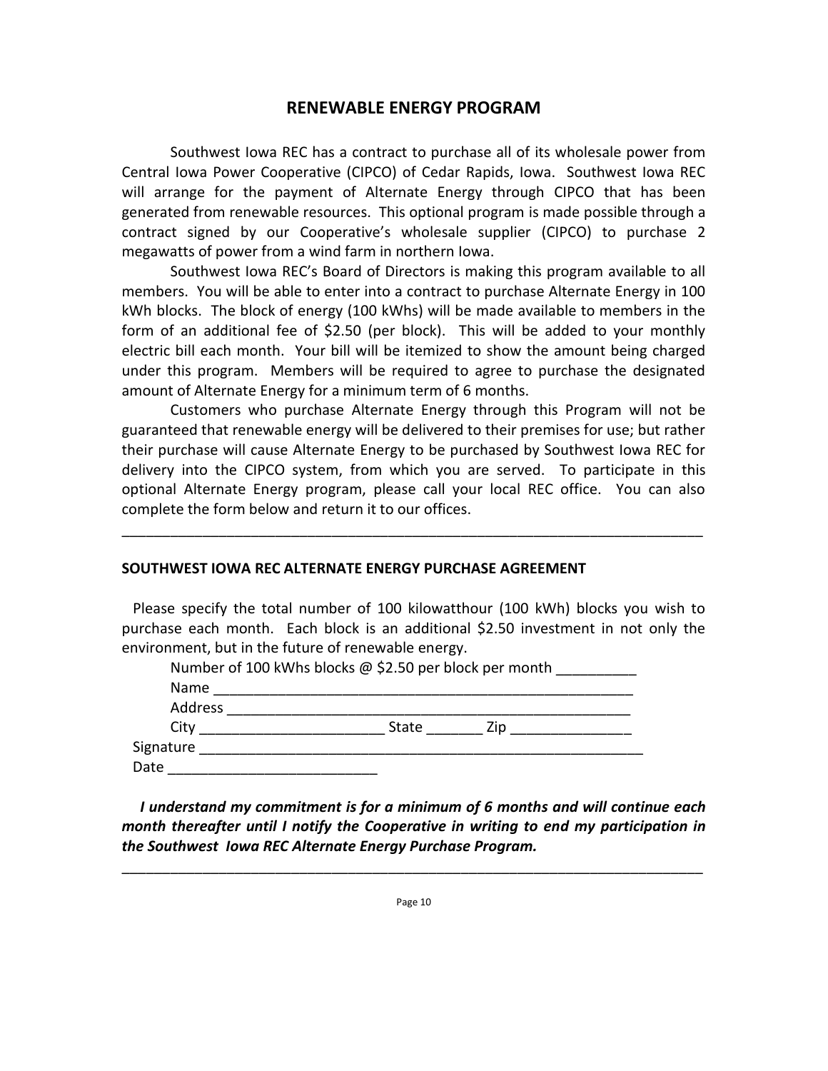# RENEWABLE ENERGY PROGRAM

Southwest Iowa REC has a contract to purchase all of its wholesale power from Central Iowa Power Cooperative (CIPCO) of Cedar Rapids, Iowa. Southwest Iowa REC will arrange for the payment of Alternate Energy through CIPCO that has been generated from renewable resources. This optional program is made possible through a contract signed by our Cooperative's wholesale supplier (CIPCO) to purchase 2 megawatts of power from a wind farm in northern Iowa.

Southwest Iowa REC's Board of Directors is making this program available to all members. You will be able to enter into a contract to purchase Alternate Energy in 100 kWh blocks. The block of energy (100 kWhs) will be made available to members in the form of an additional fee of $2.50 (per block). This will be added to your monthly electric bill each month. Your bill will be itemized to show the amount being charged under this program. Members will be required to agree to purchase the designated amount of Alternate Energy for a minimum term of 6 months.

Customers who purchase Alternate Energy through this Program will not be guaranteed that renewable energy will be delivered to their premises for use; but rather their purchase will cause Alternate Energy to be purchased by Southwest Iowa REC for delivery into the CIPCO system, from which you are served. To participate in this optional Alternate Energy program, please call your local REC office. You can also complete the form below and return it to our offices.

---

**SOUTHWEST IOWA REC ALTERNATE ENERGY PURCHASE AGREEMENT**

Please specify the total number of 100 kilowatthour (100 kWh) blocks you wish to purchase each month. Each block is an additional $2.50 investment in not only the environment, but in the future of renewable energy.

Number of 100 kWhs blocks @ $2.50 per block per month __________

Name ______________________________________________________

Address ____________________________________________________

City _______________________ State _______ Zip _______________

Signature __________________________________________________________

Date __________________________

***I understand my commitment is for a minimum of 6 months and will continue each month thereafter until I notify the Cooperative in writing to end my participation in the Southwest Iowa REC Alternate Energy Purchase Program.***

---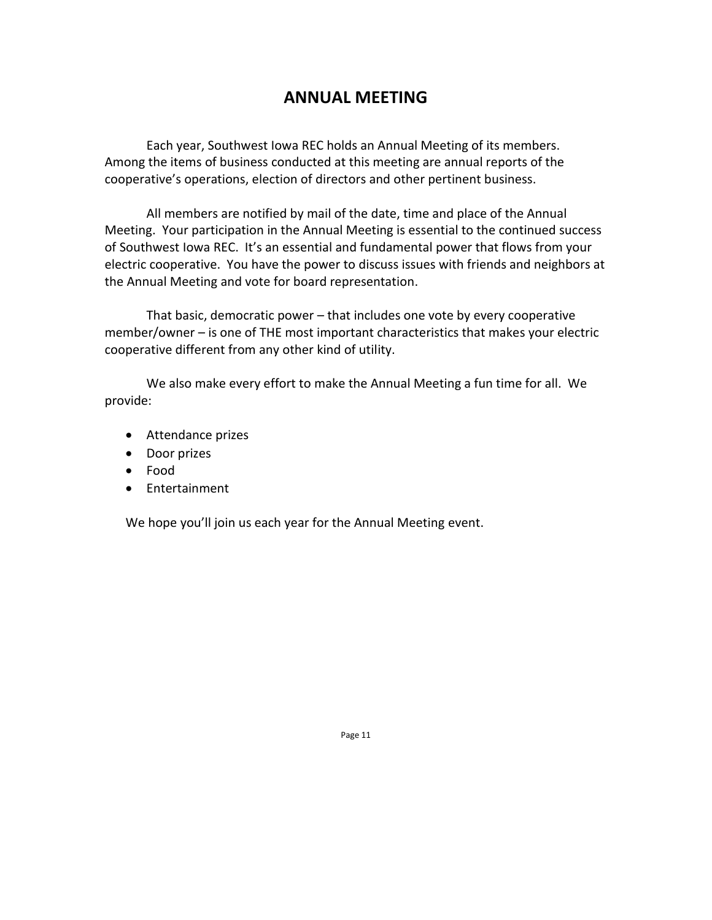# ANNUAL MEETING

Each year, Southwest Iowa REC holds an Annual Meeting of its members. Among the items of business conducted at this meeting are annual reports of the cooperative's operations, election of directors and other pertinent business.

All members are notified by mail of the date, time and place of the Annual Meeting. Your participation in the Annual Meeting is essential to the continued success of Southwest Iowa REC. It's an essential and fundamental power that flows from your electric cooperative. You have the power to discuss issues with friends and neighbors at the Annual Meeting and vote for board representation.

That basic, democratic power – that includes one vote by every cooperative member/owner – is one of THE most important characteristics that makes your electric cooperative different from any other kind of utility.

We also make every effort to make the Annual Meeting a fun time for all. We provide:

- Attendance prizes
- Door prizes
- Food
- Entertainment

We hope you'll join us each year for the Annual Meeting event.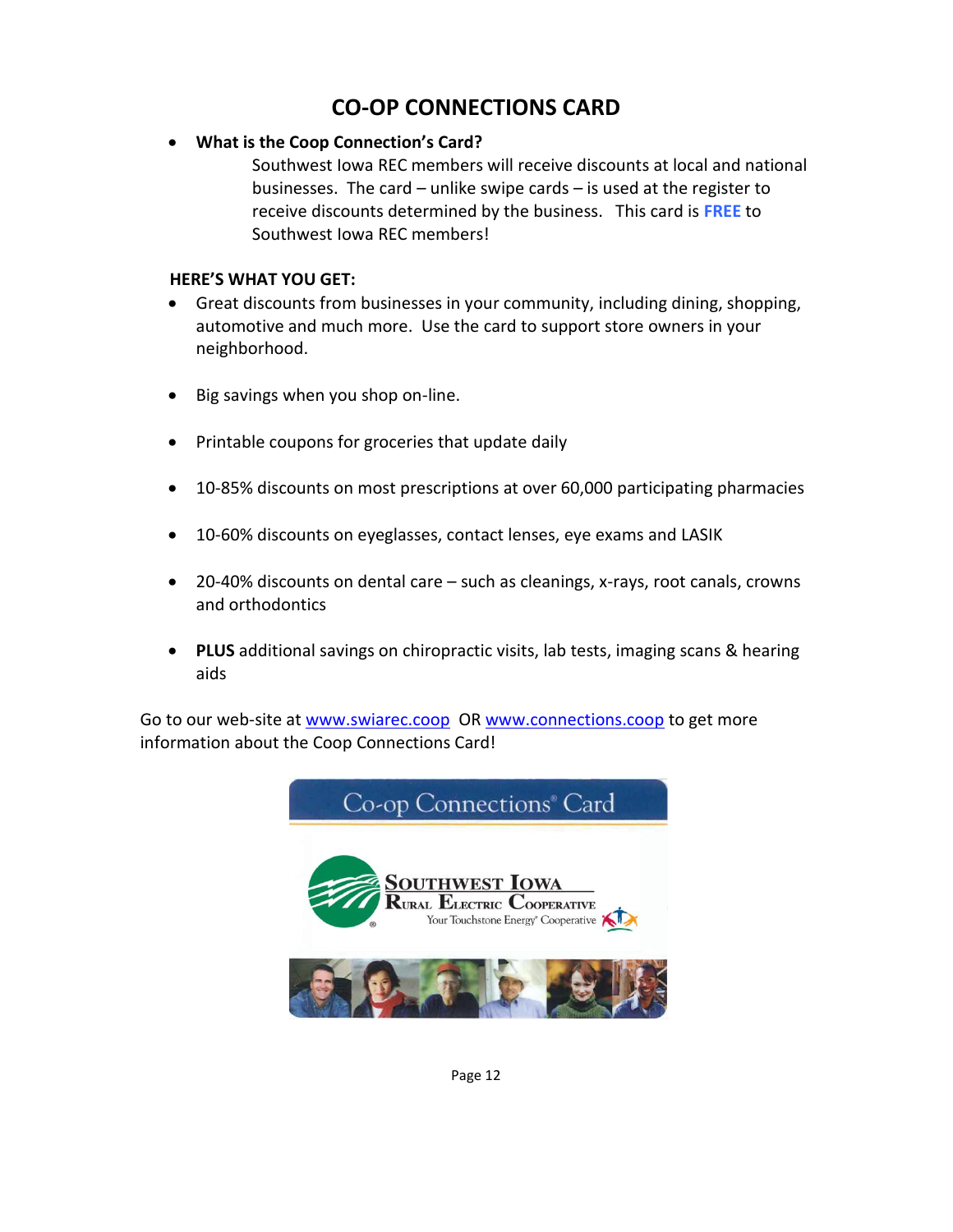# CO-OP CONNECTIONS CARD

- **What is the Coop Connection's Card?**

  Southwest Iowa REC members will receive discounts at local and national businesses. The card – unlike swipe cards – is used at the register to receive discounts determined by the business. This card is **FREE** to Southwest Iowa REC members!

**HERE'S WHAT YOU GET:**

- Great discounts from businesses in your community, including dining, shopping, automotive and much more. Use the card to support store owners in your neighborhood.
- Big savings when you shop on-line.
- Printable coupons for groceries that update daily
- 10-85% discounts on most prescriptions at over 60,000 participating pharmacies
- 10-60% discounts on eyeglasses, contact lenses, eye exams and LASIK
- 20-40% discounts on dental care – such as cleanings, x-rays, root canals, crowns and orthodontics
- **PLUS** additional savings on chiropractic visits, lab tests, imaging scans & hearing aids

Go to our web-site at www.swiarec.coop OR www.connections.coop to get more information about the Coop Connections Card!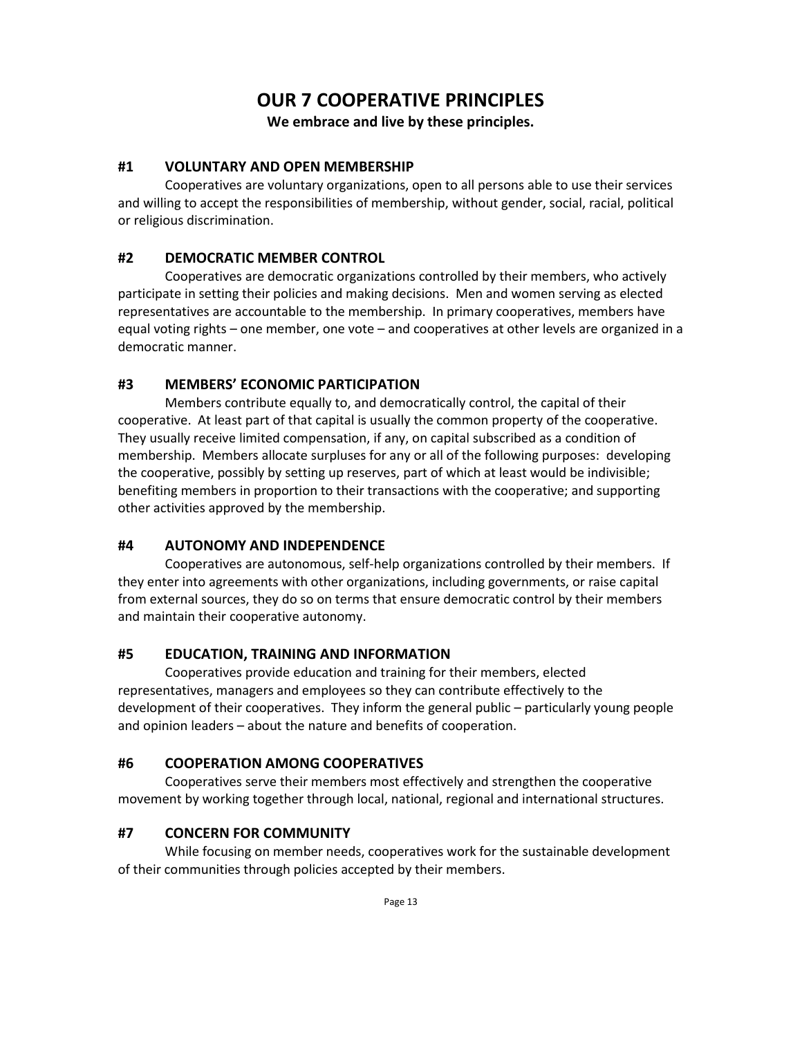# OUR 7 COOPERATIVE PRINCIPLES

**We embrace and live by these principles.**

## #1 VOLUNTARY AND OPEN MEMBERSHIP

Cooperatives are voluntary organizations, open to all persons able to use their services and willing to accept the responsibilities of membership, without gender, social, racial, political or religious discrimination.

## #2 DEMOCRATIC MEMBER CONTROL

Cooperatives are democratic organizations controlled by their members, who actively participate in setting their policies and making decisions. Men and women serving as elected representatives are accountable to the membership. In primary cooperatives, members have equal voting rights – one member, one vote – and cooperatives at other levels are organized in a democratic manner.

## #3 MEMBERS' ECONOMIC PARTICIPATION

Members contribute equally to, and democratically control, the capital of their cooperative. At least part of that capital is usually the common property of the cooperative. They usually receive limited compensation, if any, on capital subscribed as a condition of membership. Members allocate surpluses for any or all of the following purposes: developing the cooperative, possibly by setting up reserves, part of which at least would be indivisible; benefiting members in proportion to their transactions with the cooperative; and supporting other activities approved by the membership.

## #4 AUTONOMY AND INDEPENDENCE

Cooperatives are autonomous, self-help organizations controlled by their members. If they enter into agreements with other organizations, including governments, or raise capital from external sources, they do so on terms that ensure democratic control by their members and maintain their cooperative autonomy.

## #5 EDUCATION, TRAINING AND INFORMATION

Cooperatives provide education and training for their members, elected representatives, managers and employees so they can contribute effectively to the development of their cooperatives. They inform the general public – particularly young people and opinion leaders – about the nature and benefits of cooperation.

## #6 COOPERATION AMONG COOPERATIVES

Cooperatives serve their members most effectively and strengthen the cooperative movement by working together through local, national, regional and international structures.

## #7 CONCERN FOR COMMUNITY

While focusing on member needs, cooperatives work for the sustainable development of their communities through policies accepted by their members.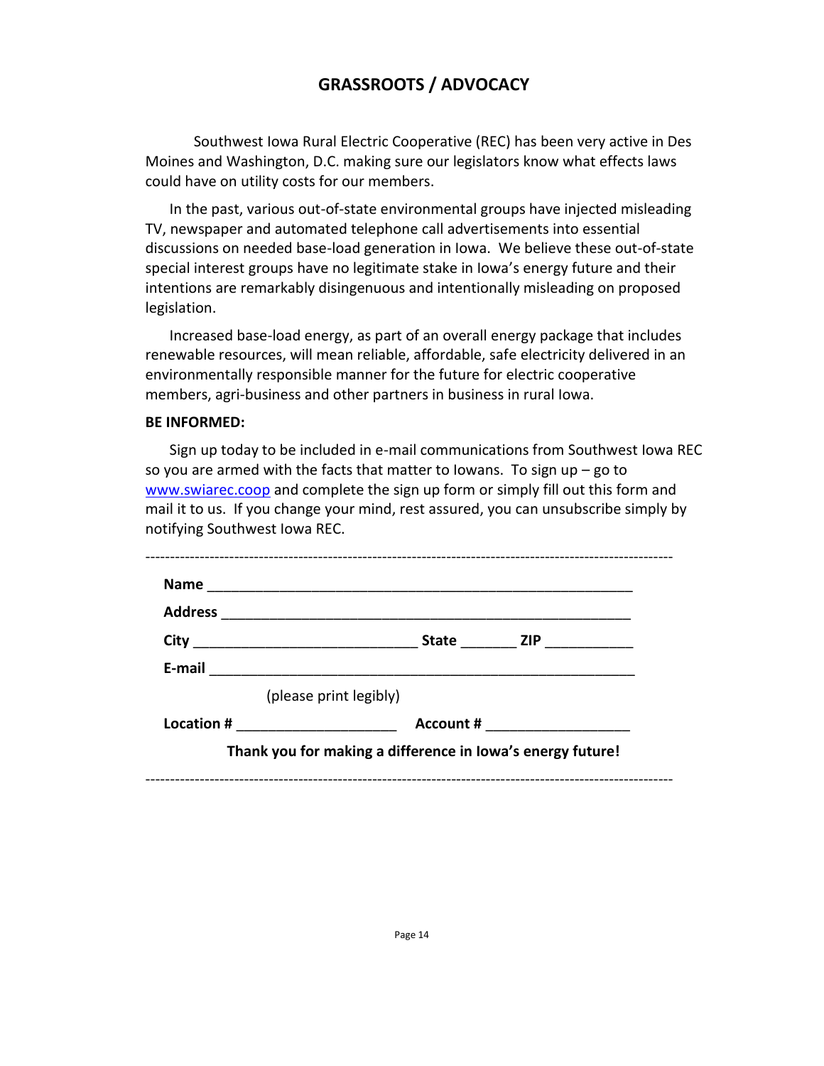# GRASSROOTS / ADVOCACY

Southwest Iowa Rural Electric Cooperative (REC) has been very active in Des Moines and Washington, D.C. making sure our legislators know what effects laws could have on utility costs for our members.

In the past, various out-of-state environmental groups have injected misleading TV, newspaper and automated telephone call advertisements into essential discussions on needed base-load generation in Iowa. We believe these out-of-state special interest groups have no legitimate stake in Iowa's energy future and their intentions are remarkably disingenuous and intentionally misleading on proposed legislation.

Increased base-load energy, as part of an overall energy package that includes renewable resources, will mean reliable, affordable, safe electricity delivered in an environmentally responsible manner for the future for electric cooperative members, agri-business and other partners in business in rural Iowa.

**BE INFORMED:**

Sign up today to be included in e-mail communications from Southwest Iowa REC so you are armed with the facts that matter to Iowans. To sign up – go to www.swiarec.coop and complete the sign up form or simply fill out this form and mail it to us. If you change your mind, rest assured, you can unsubscribe simply by notifying Southwest Iowa REC.

---

**Name** ______________________________________________________

**Address** ____________________________________________________

**City** ____________________________ **State** _______ **ZIP** ___________

**E-mail** _____________________________________________________

(please print legibly)

**Location #** ____________________ **Account #** __________________

**Thank you for making a difference in Iowa's energy future!**

---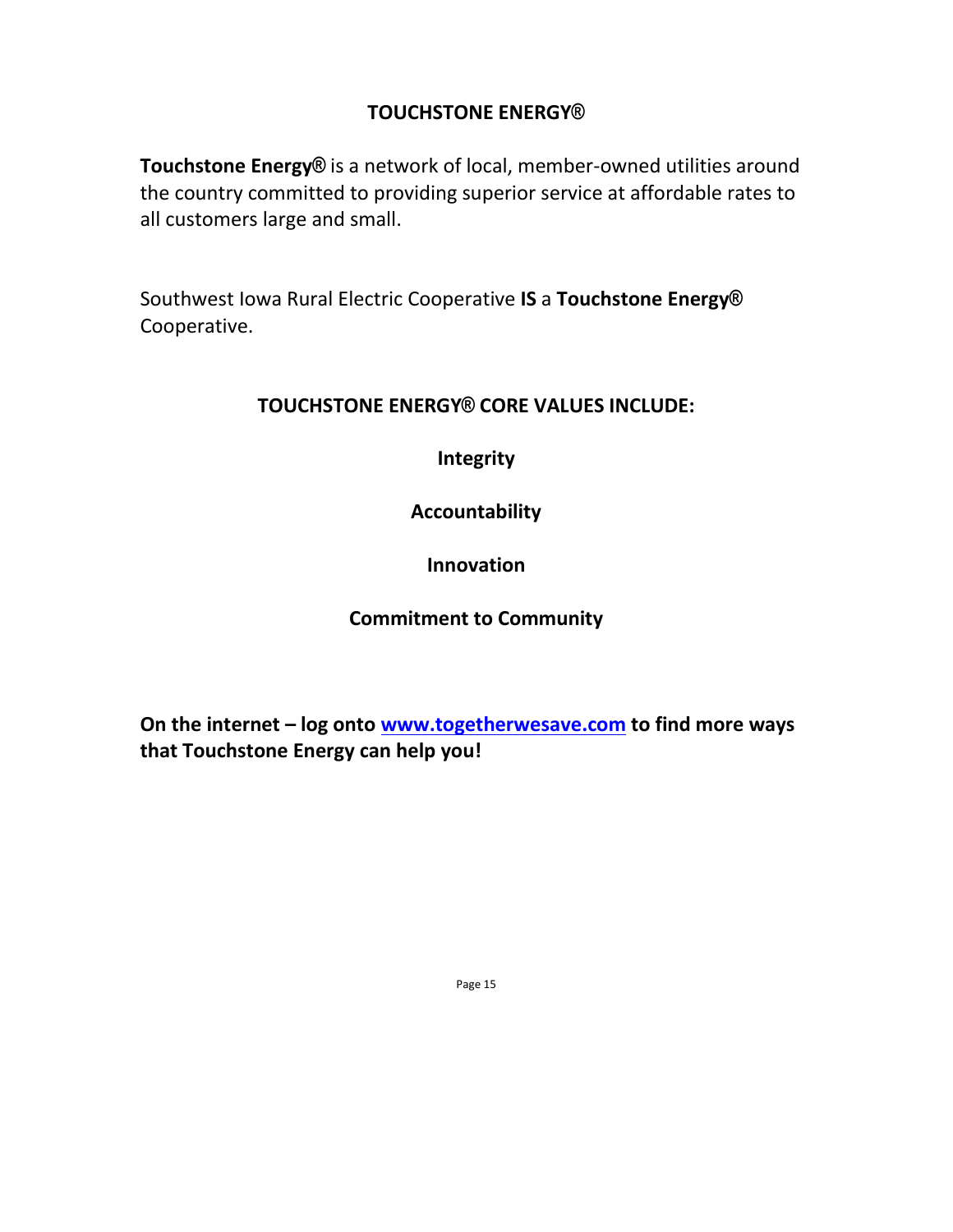# TOUCHSTONE ENERGY®

**Touchstone Energy®** is a network of local, member-owned utilities around the country committed to providing superior service at affordable rates to all customers large and small.

Southwest Iowa Rural Electric Cooperative **IS** a **Touchstone Energy®** Cooperative.

## TOUCHSTONE ENERGY® CORE VALUES INCLUDE:

**Integrity**

**Accountability**

**Innovation**

**Commitment to Community**

**On the internet – log onto [www.togetherwesave.com](http://www.togetherwesave.com) to find more ways that Touchstone Energy can help you!**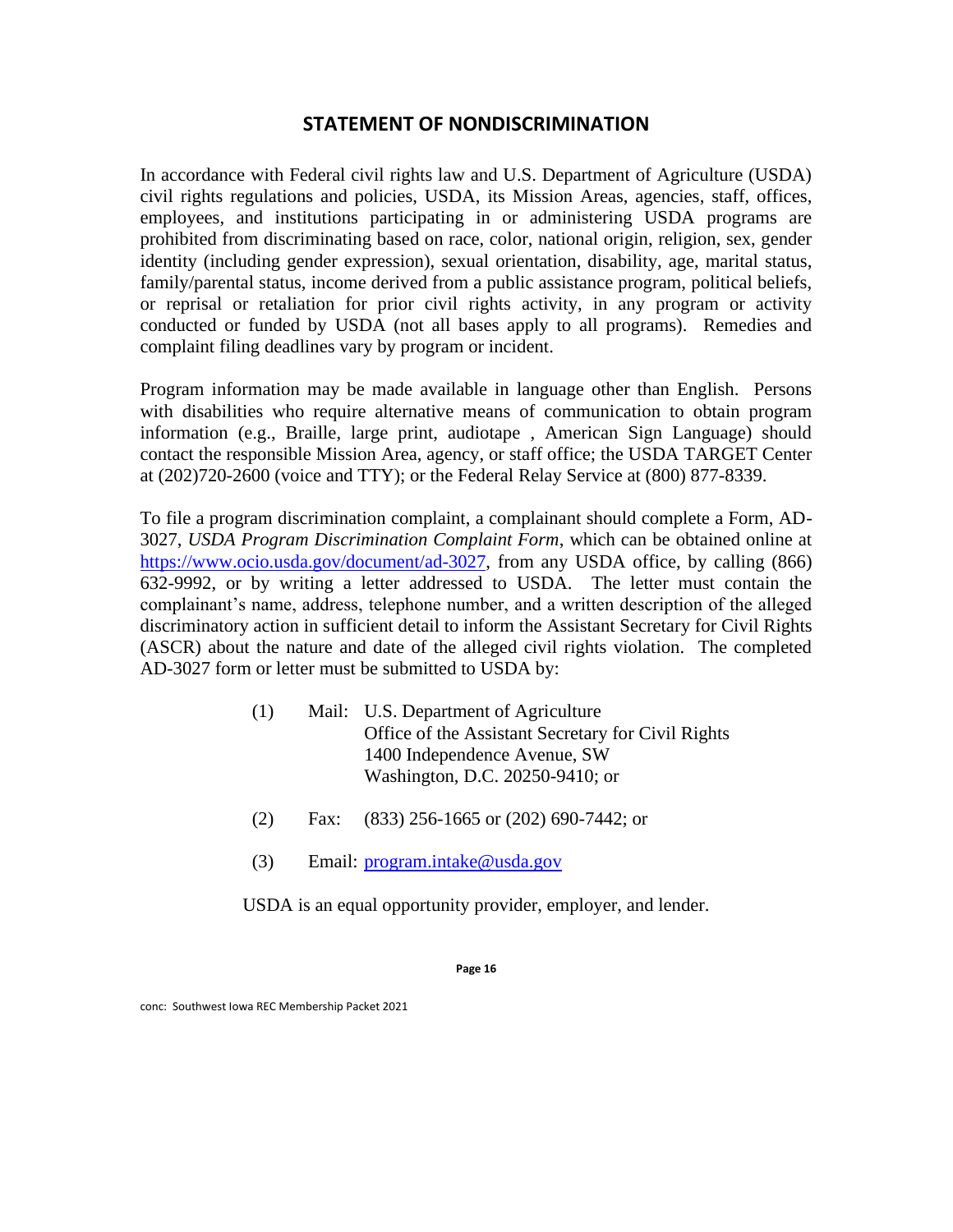## STATEMENT OF NONDISCRIMINATION

In accordance with Federal civil rights law and U.S. Department of Agriculture (USDA) civil rights regulations and policies, USDA, its Mission Areas, agencies, staff, offices, employees, and institutions participating in or administering USDA programs are prohibited from discriminating based on race, color, national origin, religion, sex, gender identity (including gender expression), sexual orientation, disability, age, marital status, family/parental status, income derived from a public assistance program, political beliefs, or reprisal or retaliation for prior civil rights activity, in any program or activity conducted or funded by USDA (not all bases apply to all programs). Remedies and complaint filing deadlines vary by program or incident.

Program information may be made available in language other than English. Persons with disabilities who require alternative means of communication to obtain program information (e.g., Braille, large print, audiotape , American Sign Language) should contact the responsible Mission Area, agency, or staff office; the USDA TARGET Center at (202)720-2600 (voice and TTY); or the Federal Relay Service at (800) 877-8339.

To file a program discrimination complaint, a complainant should complete a Form, AD-3027, *USDA Program Discrimination Complaint Form*, which can be obtained online at https://www.ocio.usda.gov/document/ad-3027, from any USDA office, by calling (866) 632-9992, or by writing a letter addressed to USDA. The letter must contain the complainant's name, address, telephone number, and a written description of the alleged discriminatory action in sufficient detail to inform the Assistant Secretary for Civil Rights (ASCR) about the nature and date of the alleged civil rights violation. The completed AD-3027 form or letter must be submitted to USDA by:

(1) Mail: U.S. Department of Agriculture
Office of the Assistant Secretary for Civil Rights
1400 Independence Avenue, SW
Washington, D.C. 20250-9410; or

(2) Fax: (833) 256-1665 or (202) 690-7442; or

(3) Email: program.intake@usda.gov

USDA is an equal opportunity provider, employer, and lender.

conc: Southwest Iowa REC Membership Packet 2021